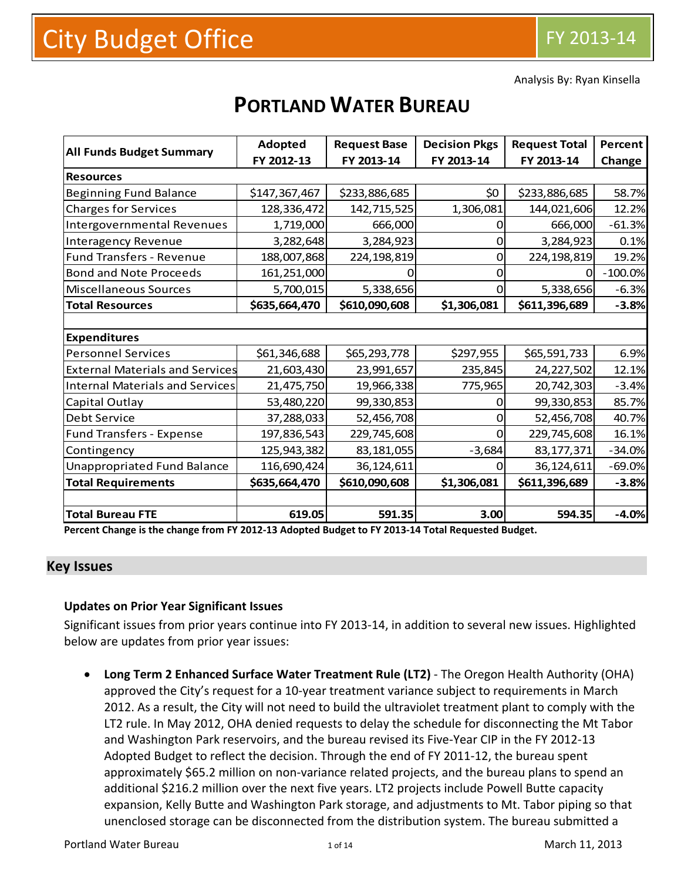# City Budget Office

FY 2013-14

Analysis By: Ryan Kinsella

# PORTLAND WATER BUREAU

| All Funds Budget Summary | Adopted FY 2012-13 | Request Base FY 2013-14 | Decision Pkgs FY 2013-14 | Request Total FY 2013-14 | Percent Change |
|---|---|---|---|---|---|
| **Resources** | | | | | |
| Beginning Fund Balance | $147,367,467 | $233,886,685 | $0 | $233,886,685 | 58.7% |
| Charges for Services | 128,336,472 | 142,715,525 | 1,306,081 | 144,021,606 | 12.2% |
| Intergovernmental Revenues | 1,719,000 | 666,000 | 0 | 666,000 | -61.3% |
| Interagency Revenue | 3,282,648 | 3,284,923 | 0 | 3,284,923 | 0.1% |
| Fund Transfers - Revenue | 188,007,868 | 224,198,819 | 0 | 224,198,819 | 19.2% |
| Bond and Note Proceeds | 161,251,000 | 0 | 0 | 0 | -100.0% |
| Miscellaneous Sources | 5,700,015 | 5,338,656 | 0 | 5,338,656 | -6.3% |
| **Total Resources** | **$635,664,470** | **$610,090,608** | **$1,306,081** | **$611,396,689** | **-3.8%** |
| | | | | | |
| **Expenditures** | | | | | |
| Personnel Services | $61,346,688 | $65,293,778 | $297,955 | $65,591,733 | 6.9% |
| External Materials and Services | 21,603,430 | 23,991,657 | 235,845 | 24,227,502 | 12.1% |
| Internal Materials and Services | 21,475,750 | 19,966,338 | 775,965 | 20,742,303 | -3.4% |
| Capital Outlay | 53,480,220 | 99,330,853 | 0 | 99,330,853 | 85.7% |
| Debt Service | 37,288,033 | 52,456,708 | 0 | 52,456,708 | 40.7% |
| Fund Transfers - Expense | 197,836,543 | 229,745,608 | 0 | 229,745,608 | 16.1% |
| Contingency | 125,943,382 | 83,181,055 | -3,684 | 83,177,371 | -34.0% |
| Unappropriated Fund Balance | 116,690,424 | 36,124,611 | 0 | 36,124,611 | -69.0% |
| **Total Requirements** | **$635,664,470** | **$610,090,608** | **$1,306,081** | **$611,396,689** | **-3.8%** |
| | | | | | |
| **Total Bureau FTE** | **619.05** | **591.35** | **3.00** | **594.35** | **-4.0%** |

**Percent Change is the change from FY 2012-13 Adopted Budget to FY 2013-14 Total Requested Budget.**

## Key Issues

### Updates on Prior Year Significant Issues

Significant issues from prior years continue into FY 2013-14, in addition to several new issues. Highlighted below are updates from prior year issues:

- **Long Term 2 Enhanced Surface Water Treatment Rule (LT2)** - The Oregon Health Authority (OHA) approved the City's request for a 10-year treatment variance subject to requirements in March 2012. As a result, the City will not need to build the ultraviolet treatment plant to comply with the LT2 rule. In May 2012, OHA denied requests to delay the schedule for disconnecting the Mt Tabor and Washington Park reservoirs, and the bureau revised its Five-Year CIP in the FY 2012-13 Adopted Budget to reflect the decision. Through the end of FY 2011-12, the bureau spent approximately $65.2 million on non-variance related projects, and the bureau plans to spend an additional $216.2 million over the next five years. LT2 projects include Powell Butte capacity expansion, Kelly Butte and Washington Park storage, and adjustments to Mt. Tabor piping so that unenclosed storage can be disconnected from the distribution system. The bureau submitted a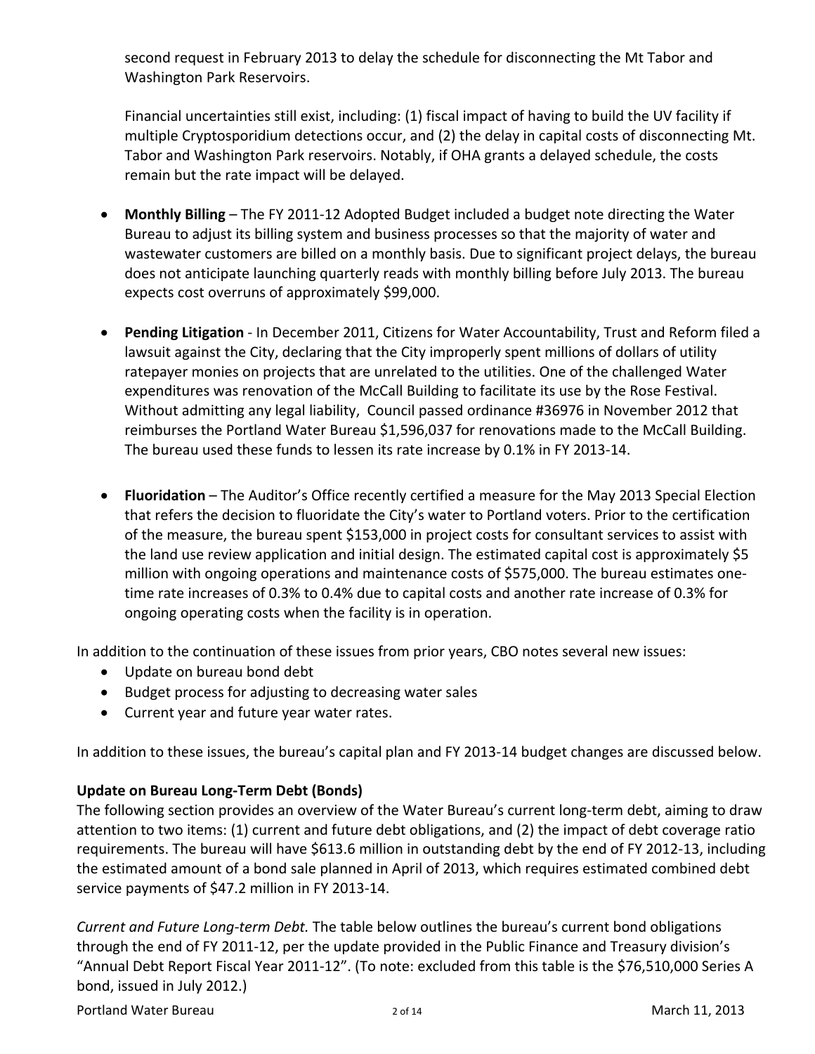second request in February 2013 to delay the schedule for disconnecting the Mt Tabor and Washington Park Reservoirs.

Financial uncertainties still exist, including: (1) fiscal impact of having to build the UV facility if multiple Cryptosporidium detections occur, and (2) the delay in capital costs of disconnecting Mt. Tabor and Washington Park reservoirs. Notably, if OHA grants a delayed schedule, the costs remain but the rate impact will be delayed.

- **Monthly Billing** – The FY 2011-12 Adopted Budget included a budget note directing the Water Bureau to adjust its billing system and business processes so that the majority of water and wastewater customers are billed on a monthly basis. Due to significant project delays, the bureau does not anticipate launching quarterly reads with monthly billing before July 2013. The bureau expects cost overruns of approximately $99,000.

- **Pending Litigation** - In December 2011, Citizens for Water Accountability, Trust and Reform filed a lawsuit against the City, declaring that the City improperly spent millions of dollars of utility ratepayer monies on projects that are unrelated to the utilities. One of the challenged Water expenditures was renovation of the McCall Building to facilitate its use by the Rose Festival. Without admitting any legal liability, Council passed ordinance #36976 in November 2012 that reimburses the Portland Water Bureau $1,596,037 for renovations made to the McCall Building. The bureau used these funds to lessen its rate increase by 0.1% in FY 2013-14.

- **Fluoridation** – The Auditor's Office recently certified a measure for the May 2013 Special Election that refers the decision to fluoridate the City's water to Portland voters. Prior to the certification of the measure, the bureau spent $153,000 in project costs for consultant services to assist with the land use review application and initial design. The estimated capital cost is approximately $5 million with ongoing operations and maintenance costs of $575,000. The bureau estimates one-time rate increases of 0.3% to 0.4% due to capital costs and another rate increase of 0.3% for ongoing operating costs when the facility is in operation.

In addition to the continuation of these issues from prior years, CBO notes several new issues:

- Update on bureau bond debt
- Budget process for adjusting to decreasing water sales
- Current year and future year water rates.

In addition to these issues, the bureau's capital plan and FY 2013-14 budget changes are discussed below.

**Update on Bureau Long-Term Debt (Bonds)**

The following section provides an overview of the Water Bureau's current long-term debt, aiming to draw attention to two items: (1) current and future debt obligations, and (2) the impact of debt coverage ratio requirements. The bureau will have $613.6 million in outstanding debt by the end of FY 2012-13, including the estimated amount of a bond sale planned in April of 2013, which requires estimated combined debt service payments of $47.2 million in FY 2013-14.

*Current and Future Long-term Debt.* The table below outlines the bureau's current bond obligations through the end of FY 2011-12, per the update provided in the Public Finance and Treasury division's "Annual Debt Report Fiscal Year 2011-12". (To note: excluded from this table is the $76,510,000 Series A bond, issued in July 2012.)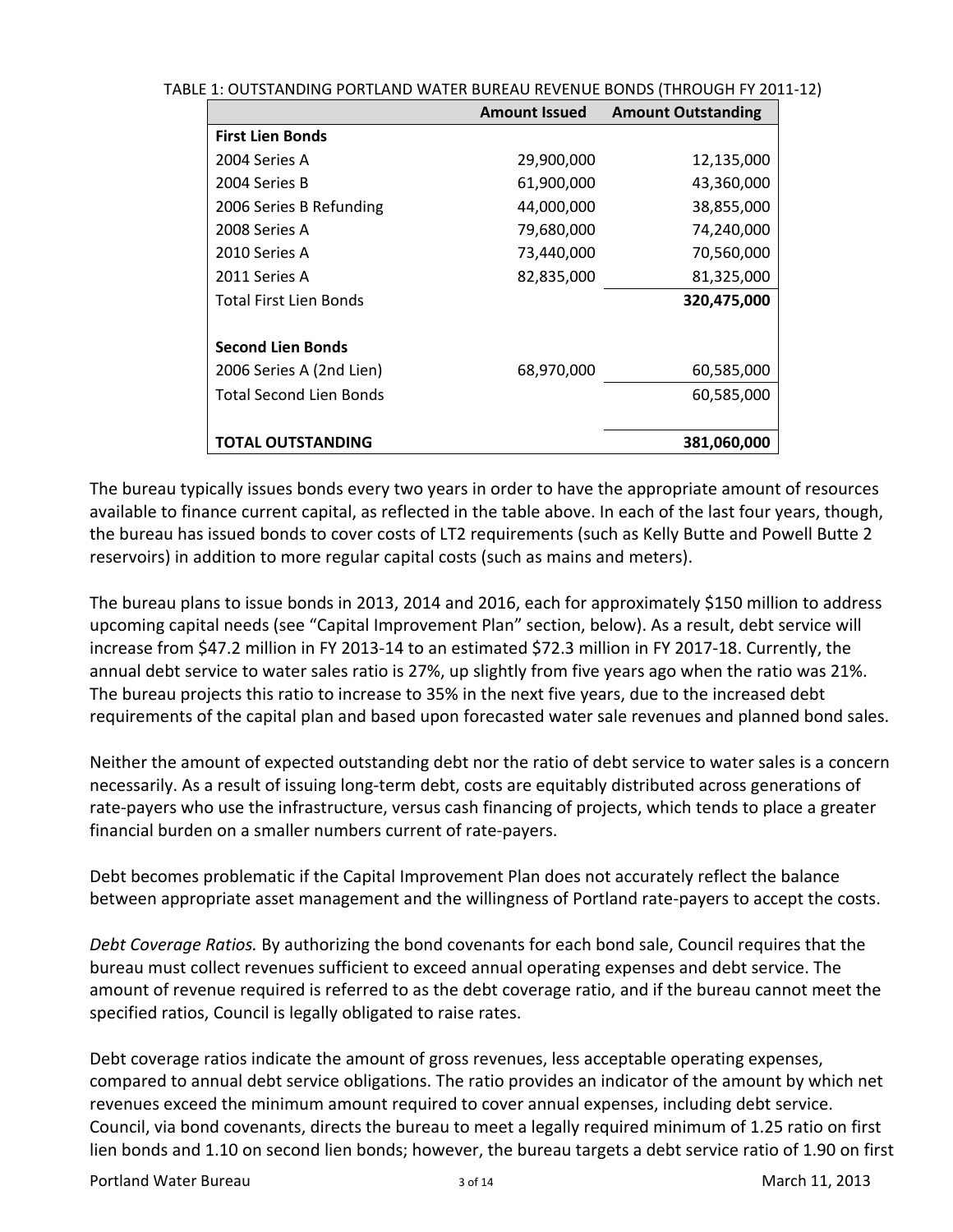TABLE 1: OUTSTANDING PORTLAND WATER BUREAU REVENUE BONDS (THROUGH FY 2011-12)

| | Amount Issued | Amount Outstanding |
|---|---|---|
| **First Lien Bonds** | | |
| 2004 Series A | 29,900,000 | 12,135,000 |
| 2004 Series B | 61,900,000 | 43,360,000 |
| 2006 Series B Refunding | 44,000,000 | 38,855,000 |
| 2008 Series A | 79,680,000 | 74,240,000 |
| 2010 Series A | 73,440,000 | 70,560,000 |
| 2011 Series A | 82,835,000 | 81,325,000 |
| Total First Lien Bonds | | **320,475,000** |
| | | |
| **Second Lien Bonds** | | |
| 2006 Series A (2nd Lien) | 68,970,000 | 60,585,000 |
| Total Second Lien Bonds | | 60,585,000 |
| | | |
| **TOTAL OUTSTANDING** | | **381,060,000** |

The bureau typically issues bonds every two years in order to have the appropriate amount of resources available to finance current capital, as reflected in the table above. In each of the last four years, though, the bureau has issued bonds to cover costs of LT2 requirements (such as Kelly Butte and Powell Butte 2 reservoirs) in addition to more regular capital costs (such as mains and meters).

The bureau plans to issue bonds in 2013, 2014 and 2016, each for approximately $150 million to address upcoming capital needs (see "Capital Improvement Plan" section, below). As a result, debt service will increase from $47.2 million in FY 2013-14 to an estimated $72.3 million in FY 2017-18. Currently, the annual debt service to water sales ratio is 27%, up slightly from five years ago when the ratio was 21%. The bureau projects this ratio to increase to 35% in the next five years, due to the increased debt requirements of the capital plan and based upon forecasted water sale revenues and planned bond sales.

Neither the amount of expected outstanding debt nor the ratio of debt service to water sales is a concern necessarily. As a result of issuing long-term debt, costs are equitably distributed across generations of rate-payers who use the infrastructure, versus cash financing of projects, which tends to place a greater financial burden on a smaller numbers current of rate-payers.

Debt becomes problematic if the Capital Improvement Plan does not accurately reflect the balance between appropriate asset management and the willingness of Portland rate-payers to accept the costs.

*Debt Coverage Ratios.* By authorizing the bond covenants for each bond sale, Council requires that the bureau must collect revenues sufficient to exceed annual operating expenses and debt service. The amount of revenue required is referred to as the debt coverage ratio, and if the bureau cannot meet the specified ratios, Council is legally obligated to raise rates.

Debt coverage ratios indicate the amount of gross revenues, less acceptable operating expenses, compared to annual debt service obligations. The ratio provides an indicator of the amount by which net revenues exceed the minimum amount required to cover annual expenses, including debt service. Council, via bond covenants, directs the bureau to meet a legally required minimum of 1.25 ratio on first lien bonds and 1.10 on second lien bonds; however, the bureau targets a debt service ratio of 1.90 on first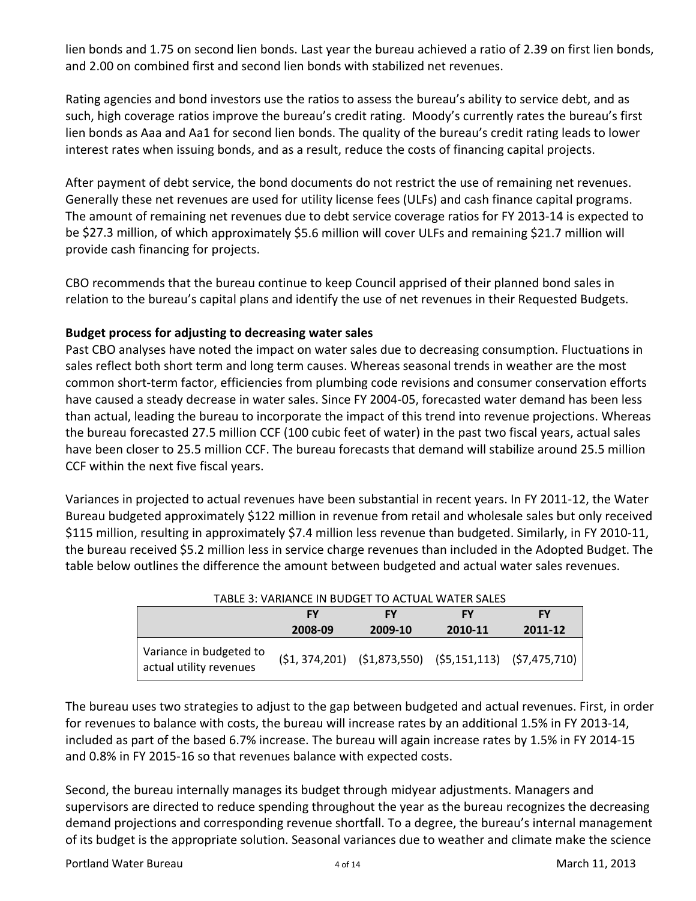lien bonds and 1.75 on second lien bonds. Last year the bureau achieved a ratio of 2.39 on first lien bonds, and 2.00 on combined first and second lien bonds with stabilized net revenues.

Rating agencies and bond investors use the ratios to assess the bureau's ability to service debt, and as such, high coverage ratios improve the bureau's credit rating. Moody's currently rates the bureau's first lien bonds as Aaa and Aa1 for second lien bonds. The quality of the bureau's credit rating leads to lower interest rates when issuing bonds, and as a result, reduce the costs of financing capital projects.

After payment of debt service, the bond documents do not restrict the use of remaining net revenues. Generally these net revenues are used for utility license fees (ULFs) and cash finance capital programs. The amount of remaining net revenues due to debt service coverage ratios for FY 2013-14 is expected to be $27.3 million, of which approximately $5.6 million will cover ULFs and remaining $21.7 million will provide cash financing for projects.

CBO recommends that the bureau continue to keep Council apprised of their planned bond sales in relation to the bureau's capital plans and identify the use of net revenues in their Requested Budgets.

**Budget process for adjusting to decreasing water sales**

Past CBO analyses have noted the impact on water sales due to decreasing consumption. Fluctuations in sales reflect both short term and long term causes. Whereas seasonal trends in weather are the most common short-term factor, efficiencies from plumbing code revisions and consumer conservation efforts have caused a steady decrease in water sales. Since FY 2004-05, forecasted water demand has been less than actual, leading the bureau to incorporate the impact of this trend into revenue projections. Whereas the bureau forecasted 27.5 million CCF (100 cubic feet of water) in the past two fiscal years, actual sales have been closer to 25.5 million CCF. The bureau forecasts that demand will stabilize around 25.5 million CCF within the next five fiscal years.

Variances in projected to actual revenues have been substantial in recent years. In FY 2011-12, the Water Bureau budgeted approximately $122 million in revenue from retail and wholesale sales but only received $115 million, resulting in approximately $7.4 million less revenue than budgeted. Similarly, in FY 2010-11, the bureau received $5.2 million less in service charge revenues than included in the Adopted Budget. The table below outlines the difference the amount between budgeted and actual water sales revenues.

TABLE 3: VARIANCE IN BUDGET TO ACTUAL WATER SALES

| | FY 2008-09 | FY 2009-10 | FY 2010-11 | FY 2011-12 |
|---|---|---|---|---|
| Variance in budgeted to actual utility revenues | ($1, 374,201) | ($1,873,550) | ($5,151,113) | ($7,475,710) |

The bureau uses two strategies to adjust to the gap between budgeted and actual revenues. First, in order for revenues to balance with costs, the bureau will increase rates by an additional 1.5% in FY 2013-14, included as part of the based 6.7% increase. The bureau will again increase rates by 1.5% in FY 2014-15 and 0.8% in FY 2015-16 so that revenues balance with expected costs.

Second, the bureau internally manages its budget through midyear adjustments. Managers and supervisors are directed to reduce spending throughout the year as the bureau recognizes the decreasing demand projections and corresponding revenue shortfall. To a degree, the bureau's internal management of its budget is the appropriate solution. Seasonal variances due to weather and climate make the science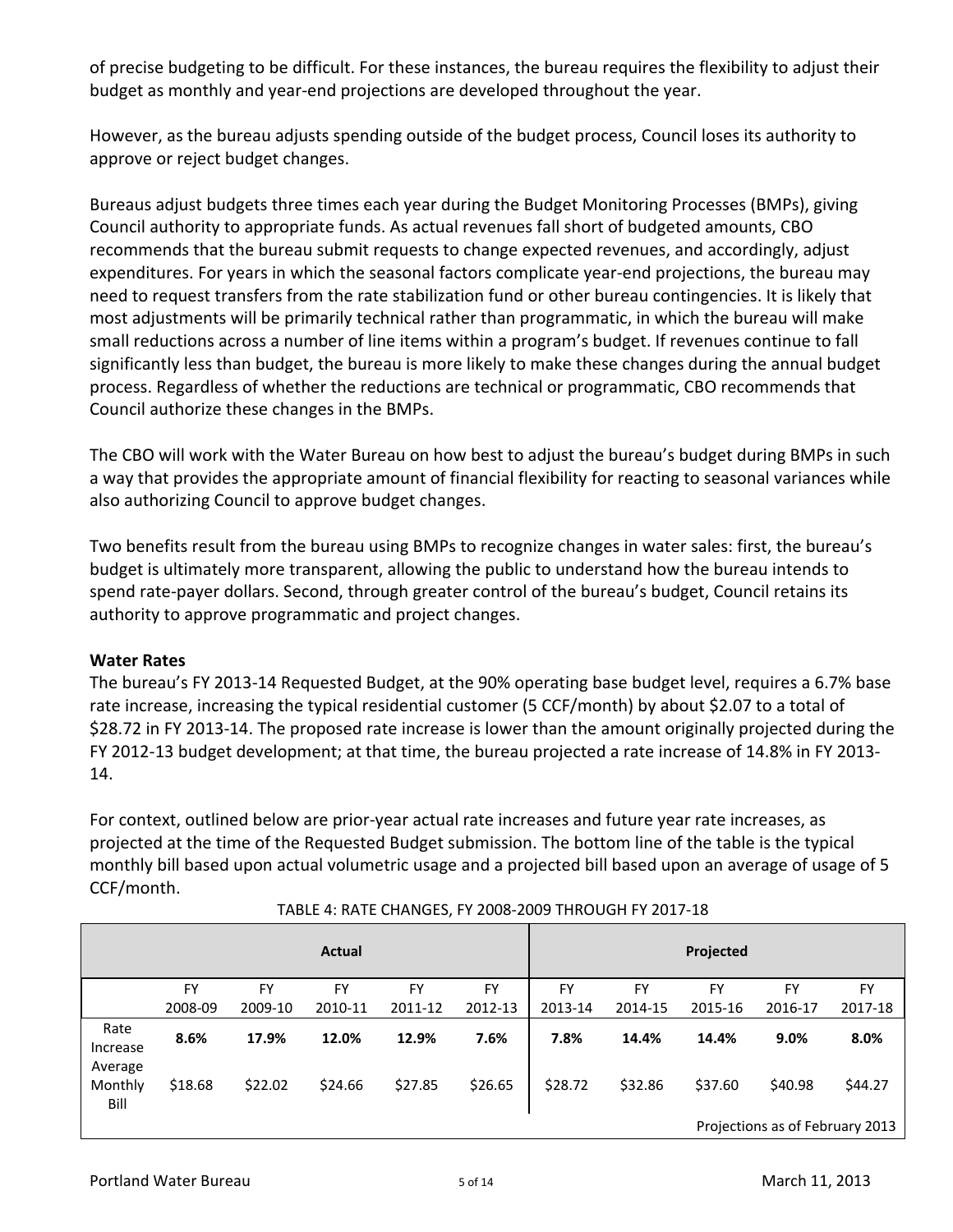of precise budgeting to be difficult. For these instances, the bureau requires the flexibility to adjust their budget as monthly and year-end projections are developed throughout the year.

However, as the bureau adjusts spending outside of the budget process, Council loses its authority to approve or reject budget changes.

Bureaus adjust budgets three times each year during the Budget Monitoring Processes (BMPs), giving Council authority to appropriate funds. As actual revenues fall short of budgeted amounts, CBO recommends that the bureau submit requests to change expected revenues, and accordingly, adjust expenditures. For years in which the seasonal factors complicate year-end projections, the bureau may need to request transfers from the rate stabilization fund or other bureau contingencies. It is likely that most adjustments will be primarily technical rather than programmatic, in which the bureau will make small reductions across a number of line items within a program's budget. If revenues continue to fall significantly less than budget, the bureau is more likely to make these changes during the annual budget process. Regardless of whether the reductions are technical or programmatic, CBO recommends that Council authorize these changes in the BMPs.

The CBO will work with the Water Bureau on how best to adjust the bureau's budget during BMPs in such a way that provides the appropriate amount of financial flexibility for reacting to seasonal variances while also authorizing Council to approve budget changes.

Two benefits result from the bureau using BMPs to recognize changes in water sales: first, the bureau's budget is ultimately more transparent, allowing the public to understand how the bureau intends to spend rate-payer dollars. Second, through greater control of the bureau's budget, Council retains its authority to approve programmatic and project changes.

**Water Rates**

The bureau's FY 2013-14 Requested Budget, at the 90% operating base budget level, requires a 6.7% base rate increase, increasing the typical residential customer (5 CCF/month) by about $2.07 to a total of $28.72 in FY 2013-14. The proposed rate increase is lower than the amount originally projected during the FY 2012-13 budget development; at that time, the bureau projected a rate increase of 14.8% in FY 2013-14.

For context, outlined below are prior-year actual rate increases and future year rate increases, as projected at the time of the Requested Budget submission. The bottom line of the table is the typical monthly bill based upon actual volumetric usage and a projected bill based upon an average of usage of 5 CCF/month.

TABLE 4: RATE CHANGES, FY 2008-2009 THROUGH FY 2017-18

| | Actual | | | | | Projected | | | | |
|---|---|---|---|---|---|---|---|---|---|---|
| | FY 2008-09 | FY 2009-10 | FY 2010-11 | FY 2011-12 | FY 2012-13 | FY 2013-14 | FY 2014-15 | FY 2015-16 | FY 2016-17 | FY 2017-18 |
| Rate Increase | **8.6%** | **17.9%** | **12.0%** | **12.9%** | **7.6%** | **7.8%** | **14.4%** | **14.4%** | **9.0%** | **8.0%** |
| Average Monthly Bill | $18.68 | $22.02 | $24.66 | $27.85 | $26.65 | $28.72 | $32.86 | $37.60 | $40.98 | $44.27 |

Projections as of February 2013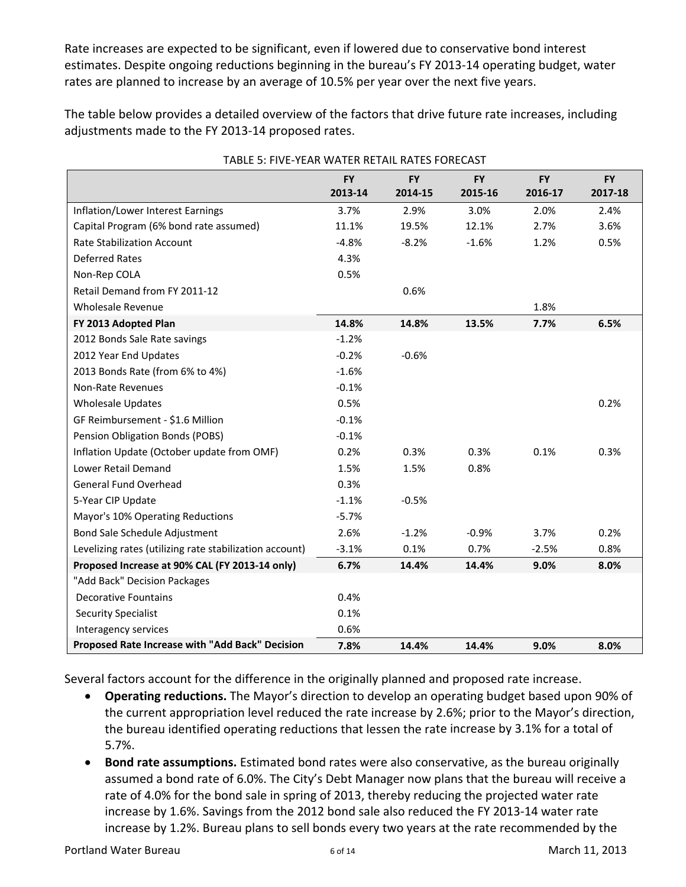Rate increases are expected to be significant, even if lowered due to conservative bond interest estimates. Despite ongoing reductions beginning in the bureau's FY 2013-14 operating budget, water rates are planned to increase by an average of 10.5% per year over the next five years.

The table below provides a detailed overview of the factors that drive future rate increases, including adjustments made to the FY 2013-14 proposed rates.

TABLE 5: FIVE-YEAR WATER RETAIL RATES FORECAST

| | FY 2013-14 | FY 2014-15 | FY 2015-16 | FY 2016-17 | FY 2017-18 |
|---|---|---|---|---|---|
| Inflation/Lower Interest Earnings | 3.7% | 2.9% | 3.0% | 2.0% | 2.4% |
| Capital Program (6% bond rate assumed) | 11.1% | 19.5% | 12.1% | 2.7% | 3.6% |
| Rate Stabilization Account | -4.8% | -8.2% | -1.6% | 1.2% | 0.5% |
| Deferred Rates | 4.3% | | | | |
| Non-Rep COLA | 0.5% | | | | |
| Retail Demand from FY 2011-12 | | 0.6% | | | |
| Wholesale Revenue | | | | 1.8% | |
| **FY 2013 Adopted Plan** | **14.8%** | **14.8%** | **13.5%** | **7.7%** | **6.5%** |
| 2012 Bonds Sale Rate savings | -1.2% | | | | |
| 2012 Year End Updates | -0.2% | -0.6% | | | |
| 2013 Bonds Rate (from 6% to 4%) | -1.6% | | | | |
| Non-Rate Revenues | -0.1% | | | | |
| Wholesale Updates | 0.5% | | | | 0.2% |
| GF Reimbursement - $1.6 Million | -0.1% | | | | |
| Pension Obligation Bonds (POBS) | -0.1% | | | | |
| Inflation Update (October update from OMF) | 0.2% | 0.3% | 0.3% | 0.1% | 0.3% |
| Lower Retail Demand | 1.5% | 1.5% | 0.8% | | |
| General Fund Overhead | 0.3% | | | | |
| 5-Year CIP Update | -1.1% | -0.5% | | | |
| Mayor's 10% Operating Reductions | -5.7% | | | | |
| Bond Sale Schedule Adjustment | 2.6% | -1.2% | -0.9% | 3.7% | 0.2% |
| Levelizing rates (utilizing rate stabilization account) | -3.1% | 0.1% | 0.7% | -2.5% | 0.8% |
| **Proposed Increase at 90% CAL (FY 2013-14 only)** | **6.7%** | **14.4%** | **14.4%** | **9.0%** | **8.0%** |
| "Add Back" Decision Packages | | | | | |
| Decorative Fountains | 0.4% | | | | |
| Security Specialist | 0.1% | | | | |
| Interagency services | 0.6% | | | | |
| **Proposed Rate Increase with "Add Back" Decision** | **7.8%** | **14.4%** | **14.4%** | **9.0%** | **8.0%** |

Several factors account for the difference in the originally planned and proposed rate increase.

- **Operating reductions.** The Mayor's direction to develop an operating budget based upon 90% of the current appropriation level reduced the rate increase by 2.6%; prior to the Mayor's direction, the bureau identified operating reductions that lessen the rate increase by 3.1% for a total of 5.7%.
- **Bond rate assumptions.** Estimated bond rates were also conservative, as the bureau originally assumed a bond rate of 6.0%. The City's Debt Manager now plans that the bureau will receive a rate of 4.0% for the bond sale in spring of 2013, thereby reducing the projected water rate increase by 1.6%. Savings from the 2012 bond sale also reduced the FY 2013-14 water rate increase by 1.2%. Bureau plans to sell bonds every two years at the rate recommended by the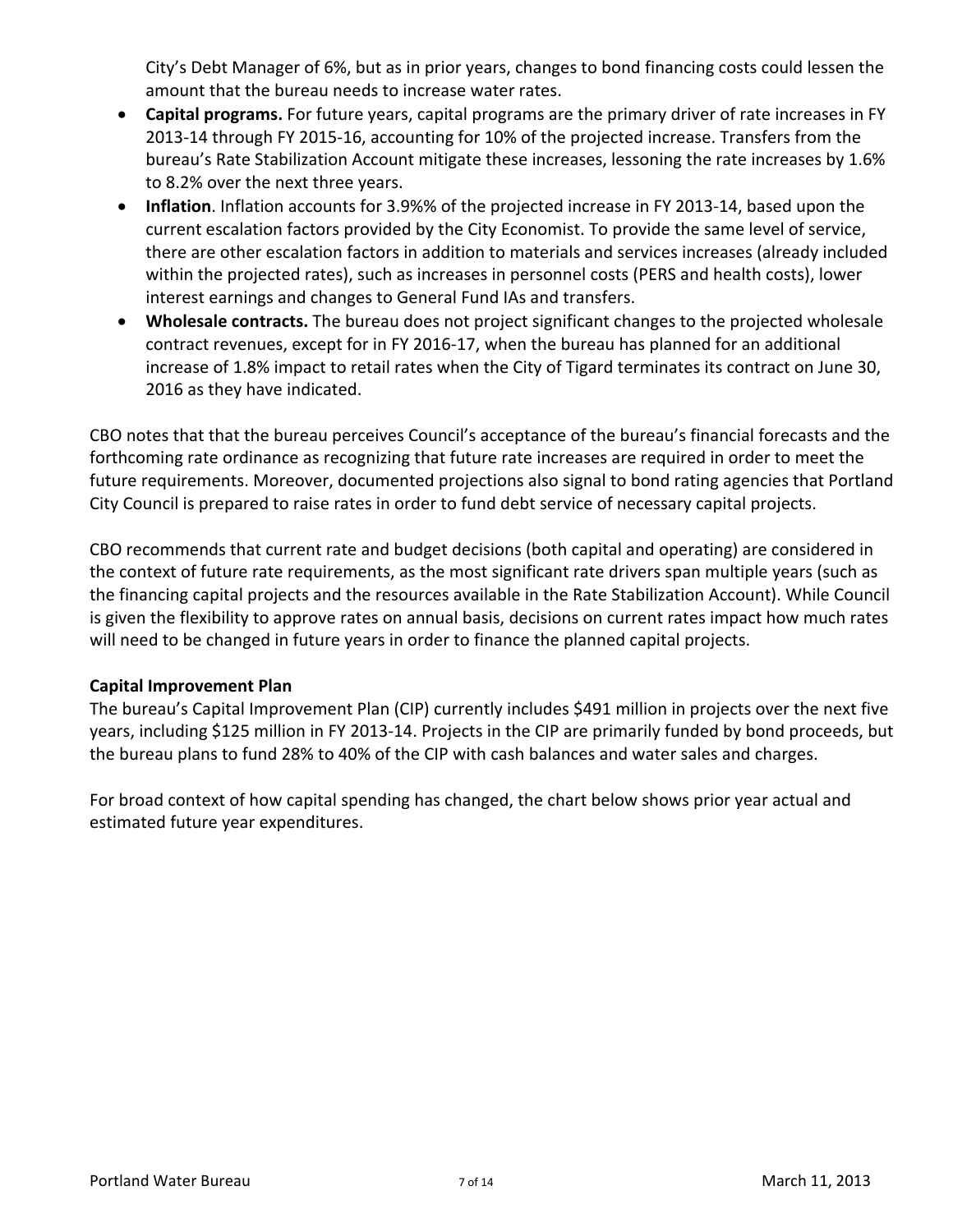City's Debt Manager of 6%, but as in prior years, changes to bond financing costs could lessen the amount that the bureau needs to increase water rates.

- **Capital programs.** For future years, capital programs are the primary driver of rate increases in FY 2013-14 through FY 2015-16, accounting for 10% of the projected increase. Transfers from the bureau's Rate Stabilization Account mitigate these increases, lessoning the rate increases by 1.6% to 8.2% over the next three years.
- **Inflation**. Inflation accounts for 3.9%% of the projected increase in FY 2013-14, based upon the current escalation factors provided by the City Economist. To provide the same level of service, there are other escalation factors in addition to materials and services increases (already included within the projected rates), such as increases in personnel costs (PERS and health costs), lower interest earnings and changes to General Fund IAs and transfers.
- **Wholesale contracts.** The bureau does not project significant changes to the projected wholesale contract revenues, except for in FY 2016-17, when the bureau has planned for an additional increase of 1.8% impact to retail rates when the City of Tigard terminates its contract on June 30, 2016 as they have indicated.

CBO notes that that the bureau perceives Council's acceptance of the bureau's financial forecasts and the forthcoming rate ordinance as recognizing that future rate increases are required in order to meet the future requirements. Moreover, documented projections also signal to bond rating agencies that Portland City Council is prepared to raise rates in order to fund debt service of necessary capital projects.

CBO recommends that current rate and budget decisions (both capital and operating) are considered in the context of future rate requirements, as the most significant rate drivers span multiple years (such as the financing capital projects and the resources available in the Rate Stabilization Account). While Council is given the flexibility to approve rates on annual basis, decisions on current rates impact how much rates will need to be changed in future years in order to finance the planned capital projects.

**Capital Improvement Plan**

The bureau's Capital Improvement Plan (CIP) currently includes $491 million in projects over the next five years, including $125 million in FY 2013-14. Projects in the CIP are primarily funded by bond proceeds, but the bureau plans to fund 28% to 40% of the CIP with cash balances and water sales and charges.

For broad context of how capital spending has changed, the chart below shows prior year actual and estimated future year expenditures.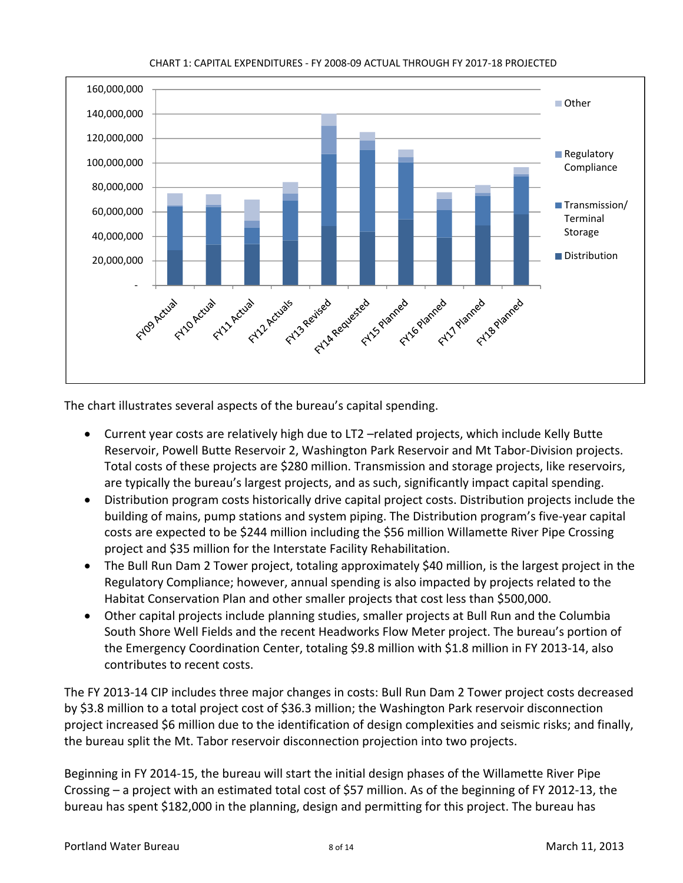CHART 1: CAPITAL EXPENDITURES - FY 2008-09 ACTUAL THROUGH FY 2017-18 PROJECTED

The chart illustrates several aspects of the bureau's capital spending.

- Current year costs are relatively high due to LT2 –related projects, which include Kelly Butte Reservoir, Powell Butte Reservoir 2, Washington Park Reservoir and Mt Tabor-Division projects. Total costs of these projects are $280 million. Transmission and storage projects, like reservoirs, are typically the bureau's largest projects, and as such, significantly impact capital spending.
- Distribution program costs historically drive capital project costs. Distribution projects include the building of mains, pump stations and system piping. The Distribution program's five-year capital costs are expected to be $244 million including the $56 million Willamette River Pipe Crossing project and $35 million for the Interstate Facility Rehabilitation.
- The Bull Run Dam 2 Tower project, totaling approximately $40 million, is the largest project in the Regulatory Compliance; however, annual spending is also impacted by projects related to the Habitat Conservation Plan and other smaller projects that cost less than $500,000.
- Other capital projects include planning studies, smaller projects at Bull Run and the Columbia South Shore Well Fields and the recent Headworks Flow Meter project. The bureau's portion of the Emergency Coordination Center, totaling $9.8 million with $1.8 million in FY 2013-14, also contributes to recent costs.

The FY 2013-14 CIP includes three major changes in costs: Bull Run Dam 2 Tower project costs decreased by $3.8 million to a total project cost of $36.3 million; the Washington Park reservoir disconnection project increased $6 million due to the identification of design complexities and seismic risks; and finally, the bureau split the Mt. Tabor reservoir disconnection projection into two projects.

Beginning in FY 2014-15, the bureau will start the initial design phases of the Willamette River Pipe Crossing – a project with an estimated total cost of $57 million. As of the beginning of FY 2012-13, the bureau has spent $182,000 in the planning, design and permitting for this project. The bureau has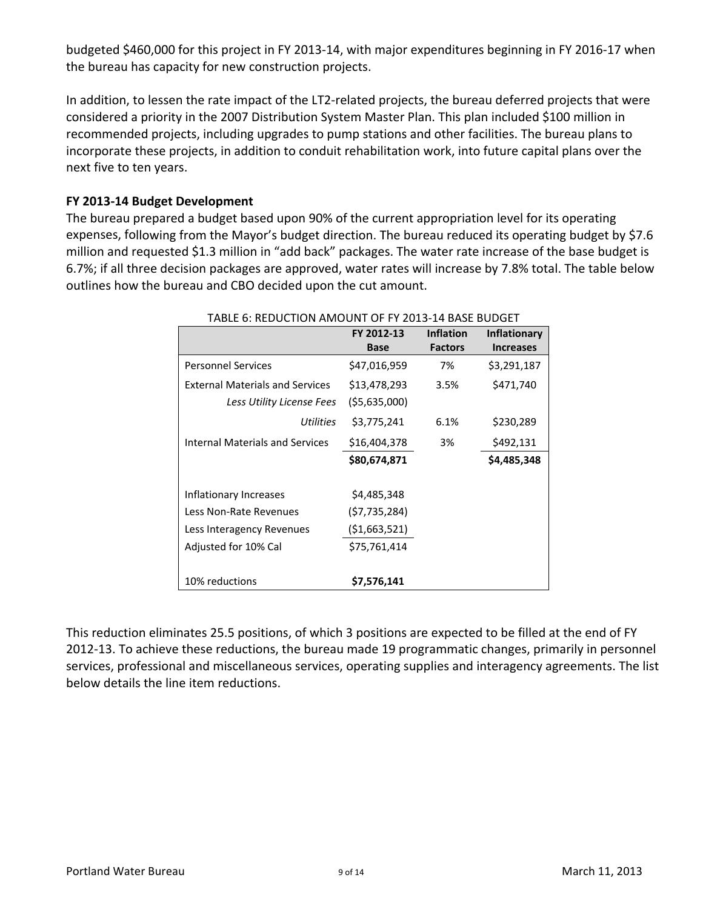budgeted $460,000 for this project in FY 2013-14, with major expenditures beginning in FY 2016-17 when the bureau has capacity for new construction projects.

In addition, to lessen the rate impact of the LT2-related projects, the bureau deferred projects that were considered a priority in the 2007 Distribution System Master Plan. This plan included $100 million in recommended projects, including upgrades to pump stations and other facilities. The bureau plans to incorporate these projects, in addition to conduit rehabilitation work, into future capital plans over the next five to ten years.

**FY 2013-14 Budget Development**

The bureau prepared a budget based upon 90% of the current appropriation level for its operating expenses, following from the Mayor's budget direction. The bureau reduced its operating budget by $7.6 million and requested $1.3 million in "add back" packages. The water rate increase of the base budget is 6.7%; if all three decision packages are approved, water rates will increase by 7.8% total. The table below outlines how the bureau and CBO decided upon the cut amount.

TABLE 6: REDUCTION AMOUNT OF FY 2013-14 BASE BUDGET

| | FY 2012-13 Base | Inflation Factors | Inflationary Increases |
|---|---|---|---|
| Personnel Services | $47,016,959 | 7% | $3,291,187 |
| External Materials and Services | $13,478,293 | 3.5% | $471,740 |
| *Less Utility License Fees* | ($5,635,000) | | |
| *Utilities* | $3,775,241 | 6.1% | $230,289 |
| Internal Materials and Services | $16,404,378 | 3% | $492,131 |
| | **$80,674,871** | | **$4,485,348** |
| Inflationary Increases | $4,485,348 | | |
| Less Non-Rate Revenues | ($7,735,284) | | |
| Less Interagency Revenues | ($1,663,521) | | |
| Adjusted for 10% Cal | $75,761,414 | | |
| 10% reductions | **$7,576,141** | | |

This reduction eliminates 25.5 positions, of which 3 positions are expected to be filled at the end of FY 2012-13. To achieve these reductions, the bureau made 19 programmatic changes, primarily in personnel services, professional and miscellaneous services, operating supplies and interagency agreements. The list below details the line item reductions.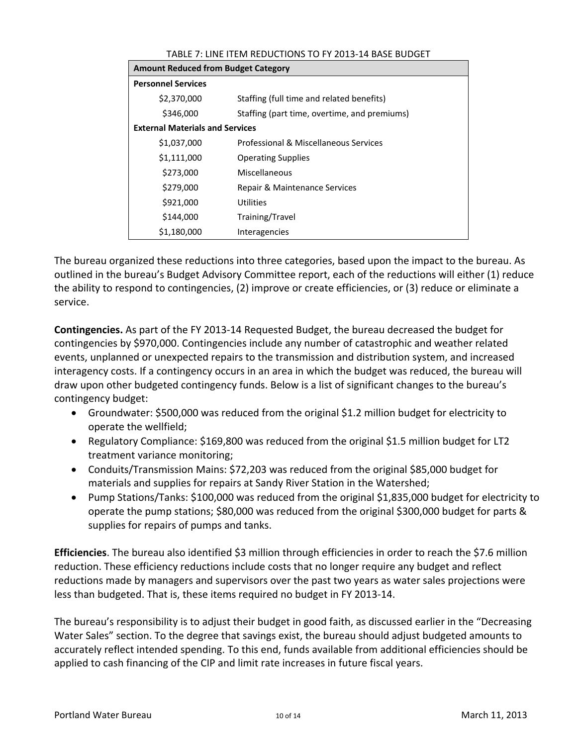TABLE 7: LINE ITEM REDUCTIONS TO FY 2013-14 BASE BUDGET

| Amount Reduced from Budget Category | |
|---|---|
| **Personnel Services** | |
| $2,370,000 | Staffing (full time and related benefits) |
| $346,000 | Staffing (part time, overtime, and premiums) |
| **External Materials and Services** | |
| $1,037,000 | Professional & Miscellaneous Services |
| $1,111,000 | Operating Supplies |
| $273,000 | Miscellaneous |
| $279,000 | Repair & Maintenance Services |
| $921,000 | Utilities |
| $144,000 | Training/Travel |
| $1,180,000 | Interagencies |

The bureau organized these reductions into three categories, based upon the impact to the bureau. As outlined in the bureau's Budget Advisory Committee report, each of the reductions will either (1) reduce the ability to respond to contingencies, (2) improve or create efficiencies, or (3) reduce or eliminate a service.

**Contingencies.** As part of the FY 2013-14 Requested Budget, the bureau decreased the budget for contingencies by $970,000. Contingencies include any number of catastrophic and weather related events, unplanned or unexpected repairs to the transmission and distribution system, and increased interagency costs. If a contingency occurs in an area in which the budget was reduced, the bureau will draw upon other budgeted contingency funds. Below is a list of significant changes to the bureau's contingency budget:

- Groundwater: $500,000 was reduced from the original $1.2 million budget for electricity to operate the wellfield;
- Regulatory Compliance: $169,800 was reduced from the original $1.5 million budget for LT2 treatment variance monitoring;
- Conduits/Transmission Mains: $72,203 was reduced from the original $85,000 budget for materials and supplies for repairs at Sandy River Station in the Watershed;
- Pump Stations/Tanks: $100,000 was reduced from the original $1,835,000 budget for electricity to operate the pump stations; $80,000 was reduced from the original $300,000 budget for parts & supplies for repairs of pumps and tanks.

**Efficiencies**. The bureau also identified $3 million through efficiencies in order to reach the $7.6 million reduction. These efficiency reductions include costs that no longer require any budget and reflect reductions made by managers and supervisors over the past two years as water sales projections were less than budgeted. That is, these items required no budget in FY 2013-14.

The bureau's responsibility is to adjust their budget in good faith, as discussed earlier in the "Decreasing Water Sales" section. To the degree that savings exist, the bureau should adjust budgeted amounts to accurately reflect intended spending. To this end, funds available from additional efficiencies should be applied to cash financing of the CIP and limit rate increases in future fiscal years.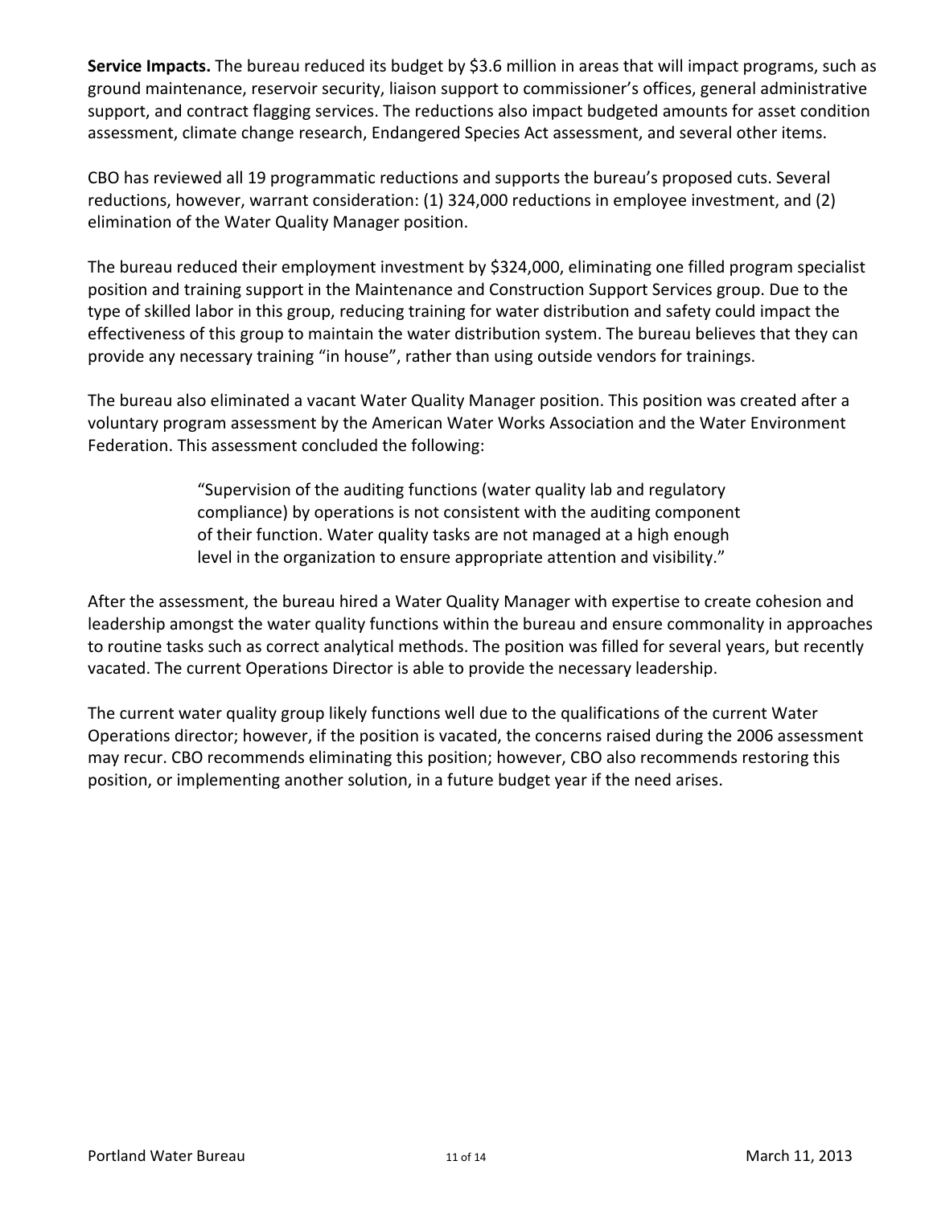**Service Impacts.** The bureau reduced its budget by $3.6 million in areas that will impact programs, such as ground maintenance, reservoir security, liaison support to commissioner's offices, general administrative support, and contract flagging services. The reductions also impact budgeted amounts for asset condition assessment, climate change research, Endangered Species Act assessment, and several other items.

CBO has reviewed all 19 programmatic reductions and supports the bureau's proposed cuts. Several reductions, however, warrant consideration: (1) 324,000 reductions in employee investment, and (2) elimination of the Water Quality Manager position.

The bureau reduced their employment investment by $324,000, eliminating one filled program specialist position and training support in the Maintenance and Construction Support Services group. Due to the type of skilled labor in this group, reducing training for water distribution and safety could impact the effectiveness of this group to maintain the water distribution system. The bureau believes that they can provide any necessary training "in house", rather than using outside vendors for trainings.

The bureau also eliminated a vacant Water Quality Manager position. This position was created after a voluntary program assessment by the American Water Works Association and the Water Environment Federation. This assessment concluded the following:

> "Supervision of the auditing functions (water quality lab and regulatory compliance) by operations is not consistent with the auditing component of their function. Water quality tasks are not managed at a high enough level in the organization to ensure appropriate attention and visibility."

After the assessment, the bureau hired a Water Quality Manager with expertise to create cohesion and leadership amongst the water quality functions within the bureau and ensure commonality in approaches to routine tasks such as correct analytical methods. The position was filled for several years, but recently vacated. The current Operations Director is able to provide the necessary leadership.

The current water quality group likely functions well due to the qualifications of the current Water Operations director; however, if the position is vacated, the concerns raised during the 2006 assessment may recur. CBO recommends eliminating this position; however, CBO also recommends restoring this position, or implementing another solution, in a future budget year if the need arises.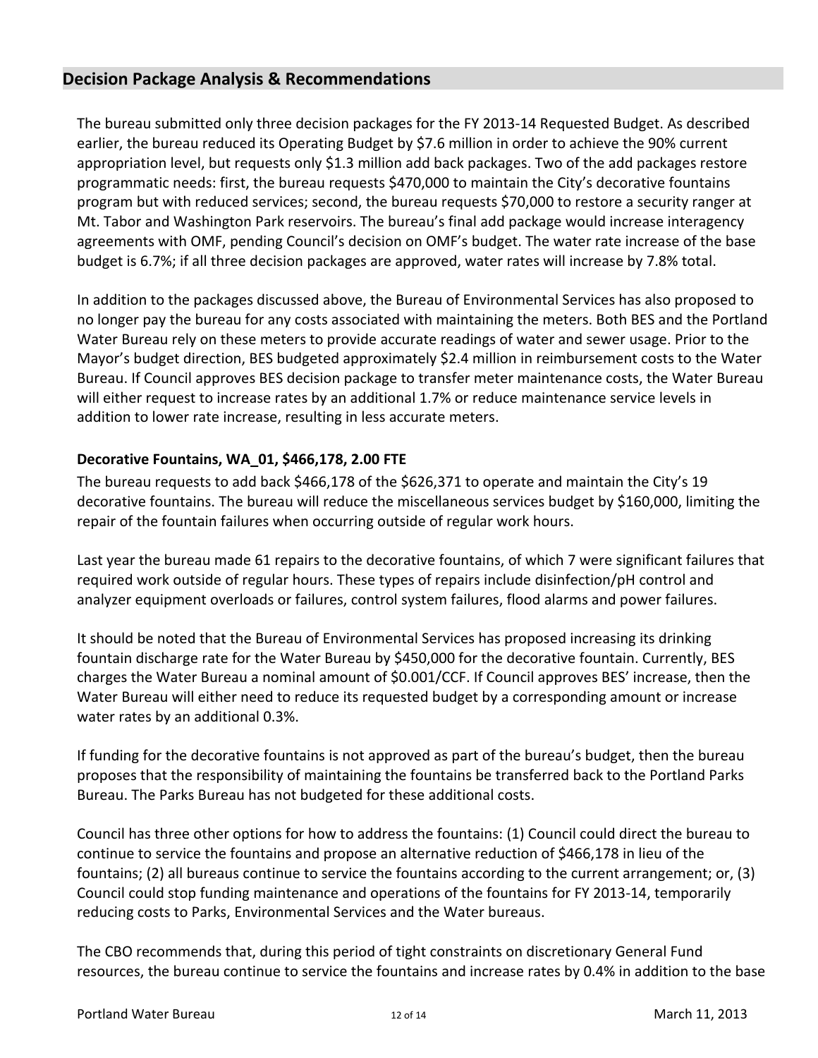## Decision Package Analysis & Recommendations

The bureau submitted only three decision packages for the FY 2013-14 Requested Budget. As described earlier, the bureau reduced its Operating Budget by $7.6 million in order to achieve the 90% current appropriation level, but requests only $1.3 million add back packages. Two of the add packages restore programmatic needs: first, the bureau requests $470,000 to maintain the City's decorative fountains program but with reduced services; second, the bureau requests $70,000 to restore a security ranger at Mt. Tabor and Washington Park reservoirs. The bureau's final add package would increase interagency agreements with OMF, pending Council's decision on OMF's budget. The water rate increase of the base budget is 6.7%; if all three decision packages are approved, water rates will increase by 7.8% total.

In addition to the packages discussed above, the Bureau of Environmental Services has also proposed to no longer pay the bureau for any costs associated with maintaining the meters. Both BES and the Portland Water Bureau rely on these meters to provide accurate readings of water and sewer usage. Prior to the Mayor's budget direction, BES budgeted approximately $2.4 million in reimbursement costs to the Water Bureau. If Council approves BES decision package to transfer meter maintenance costs, the Water Bureau will either request to increase rates by an additional 1.7% or reduce maintenance service levels in addition to lower rate increase, resulting in less accurate meters.

**Decorative Fountains, WA_01, $466,178, 2.00 FTE**

The bureau requests to add back $466,178 of the $626,371 to operate and maintain the City's 19 decorative fountains. The bureau will reduce the miscellaneous services budget by $160,000, limiting the repair of the fountain failures when occurring outside of regular work hours.

Last year the bureau made 61 repairs to the decorative fountains, of which 7 were significant failures that required work outside of regular hours. These types of repairs include disinfection/pH control and analyzer equipment overloads or failures, control system failures, flood alarms and power failures.

It should be noted that the Bureau of Environmental Services has proposed increasing its drinking fountain discharge rate for the Water Bureau by $450,000 for the decorative fountain. Currently, BES charges the Water Bureau a nominal amount of $0.001/CCF. If Council approves BES' increase, then the Water Bureau will either need to reduce its requested budget by a corresponding amount or increase water rates by an additional 0.3%.

If funding for the decorative fountains is not approved as part of the bureau's budget, then the bureau proposes that the responsibility of maintaining the fountains be transferred back to the Portland Parks Bureau. The Parks Bureau has not budgeted for these additional costs.

Council has three other options for how to address the fountains: (1) Council could direct the bureau to continue to service the fountains and propose an alternative reduction of $466,178 in lieu of the fountains; (2) all bureaus continue to service the fountains according to the current arrangement; or, (3) Council could stop funding maintenance and operations of the fountains for FY 2013-14, temporarily reducing costs to Parks, Environmental Services and the Water bureaus.

The CBO recommends that, during this period of tight constraints on discretionary General Fund resources, the bureau continue to service the fountains and increase rates by 0.4% in addition to the base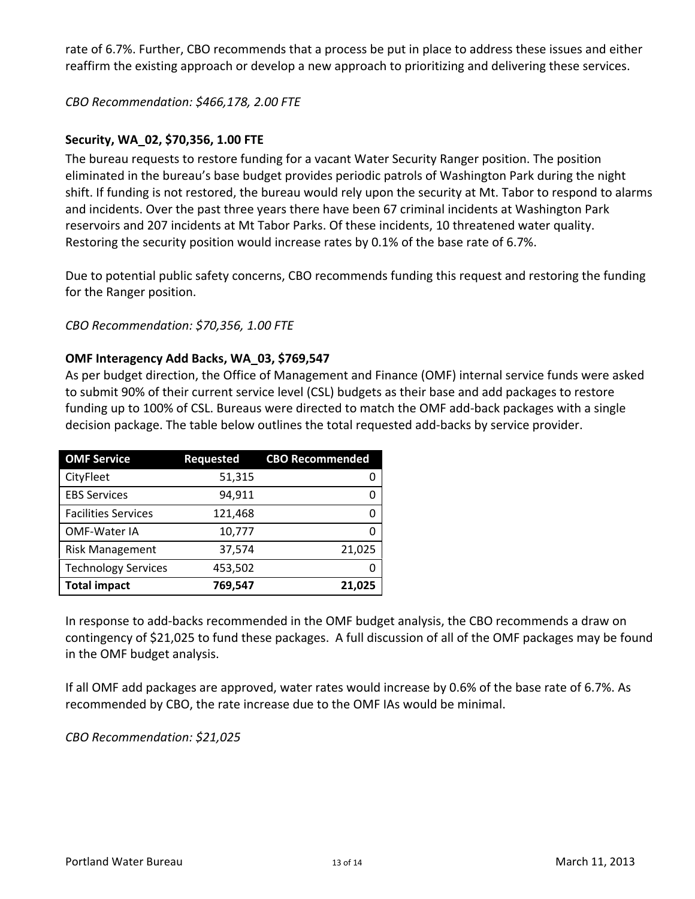rate of 6.7%. Further, CBO recommends that a process be put in place to address these issues and either reaffirm the existing approach or develop a new approach to prioritizing and delivering these services.

*CBO Recommendation: $466,178, 2.00 FTE*

**Security, WA_02, $70,356, 1.00 FTE**

The bureau requests to restore funding for a vacant Water Security Ranger position. The position eliminated in the bureau's base budget provides periodic patrols of Washington Park during the night shift. If funding is not restored, the bureau would rely upon the security at Mt. Tabor to respond to alarms and incidents. Over the past three years there have been 67 criminal incidents at Washington Park reservoirs and 207 incidents at Mt Tabor Parks. Of these incidents, 10 threatened water quality. Restoring the security position would increase rates by 0.1% of the base rate of 6.7%.

Due to potential public safety concerns, CBO recommends funding this request and restoring the funding for the Ranger position.

*CBO Recommendation: $70,356, 1.00 FTE*

**OMF Interagency Add Backs, WA_03, $769,547**

As per budget direction, the Office of Management and Finance (OMF) internal service funds were asked to submit 90% of their current service level (CSL) budgets as their base and add packages to restore funding up to 100% of CSL. Bureaus were directed to match the OMF add-back packages with a single decision package. The table below outlines the total requested add-backs by service provider.

| OMF Service | Requested | CBO Recommended |
|---|---|---|
| CityFleet | 51,315 | 0 |
| EBS Services | 94,911 | 0 |
| Facilities Services | 121,468 | 0 |
| OMF-Water IA | 10,777 | 0 |
| Risk Management | 37,574 | 21,025 |
| Technology Services | 453,502 | 0 |
| **Total impact** | **769,547** | **21,025** |

In response to add-backs recommended in the OMF budget analysis, the CBO recommends a draw on contingency of $21,025 to fund these packages. A full discussion of all of the OMF packages may be found in the OMF budget analysis.

If all OMF add packages are approved, water rates would increase by 0.6% of the base rate of 6.7%. As recommended by CBO, the rate increase due to the OMF IAs would be minimal.

*CBO Recommendation: $21,025*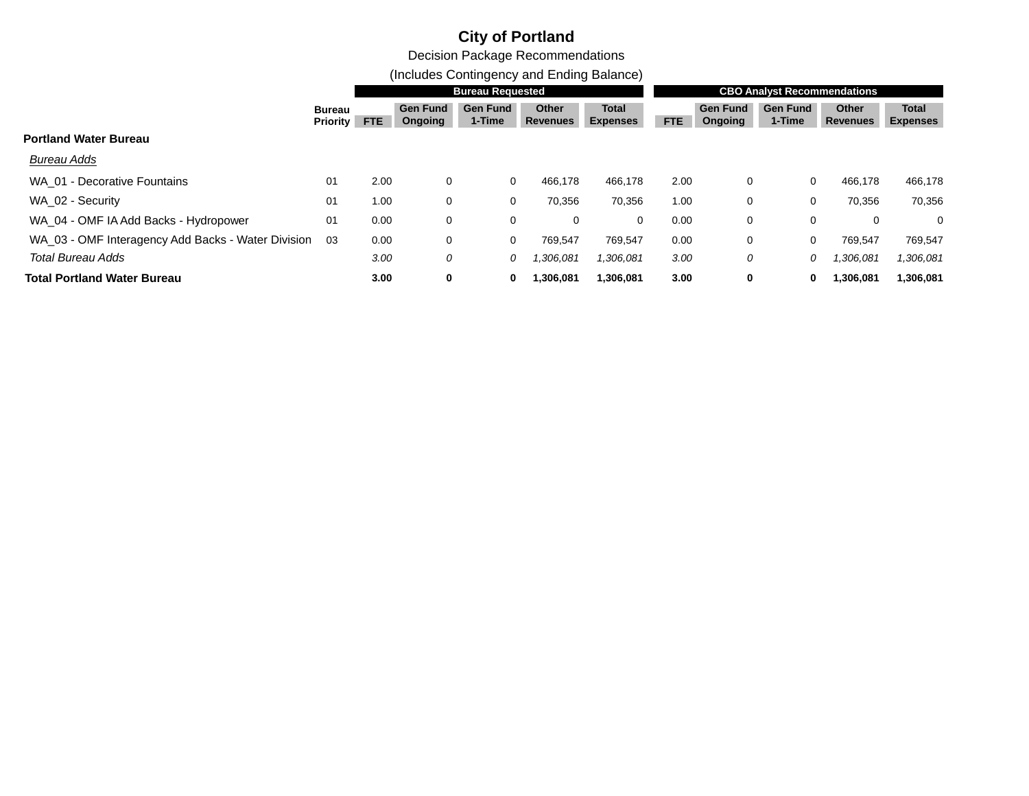# City of Portland

Decision Package Recommendations

(Includes Contingency and Ending Balance)

| | Bureau Priority | Bureau Requested | | | | | CBO Analyst Recommendations | | | | |
|---|---|---|---|---|---|---|---|---|---|---|---|
| | | FTE | Gen Fund Ongoing | Gen Fund 1-Time | Other Revenues | Total Expenses | FTE | Gen Fund Ongoing | Gen Fund 1-Time | Other Revenues | Total Expenses |
| **Portland Water Bureau** | | | | | | | | | | | |
| *Bureau Adds* | | | | | | | | | | | |
| WA_01 - Decorative Fountains | 01 | 2.00 | 0 | 0 | 466,178 | 466,178 | 2.00 | 0 | 0 | 466,178 | 466,178 |
| WA_02 - Security | 01 | 1.00 | 0 | 0 | 70,356 | 70,356 | 1.00 | 0 | 0 | 70,356 | 70,356 |
| WA_04 - OMF IA Add Backs - Hydropower | 01 | 0.00 | 0 | 0 | 0 | 0 | 0.00 | 0 | 0 | 0 | 0 |
| WA_03 - OMF Interagency Add Backs - Water Division | 03 | 0.00 | 0 | 0 | 769,547 | 769,547 | 0.00 | 0 | 0 | 769,547 | 769,547 |
| *Total Bureau Adds* | | *3.00* | *0* | *0* | *1,306,081* | *1,306,081* | *3.00* | *0* | *0* | *1,306,081* | *1,306,081* |
| **Total Portland Water Bureau** | | **3.00** | **0** | **0** | **1,306,081** | **1,306,081** | **3.00** | **0** | **0** | **1,306,081** | **1,306,081** |